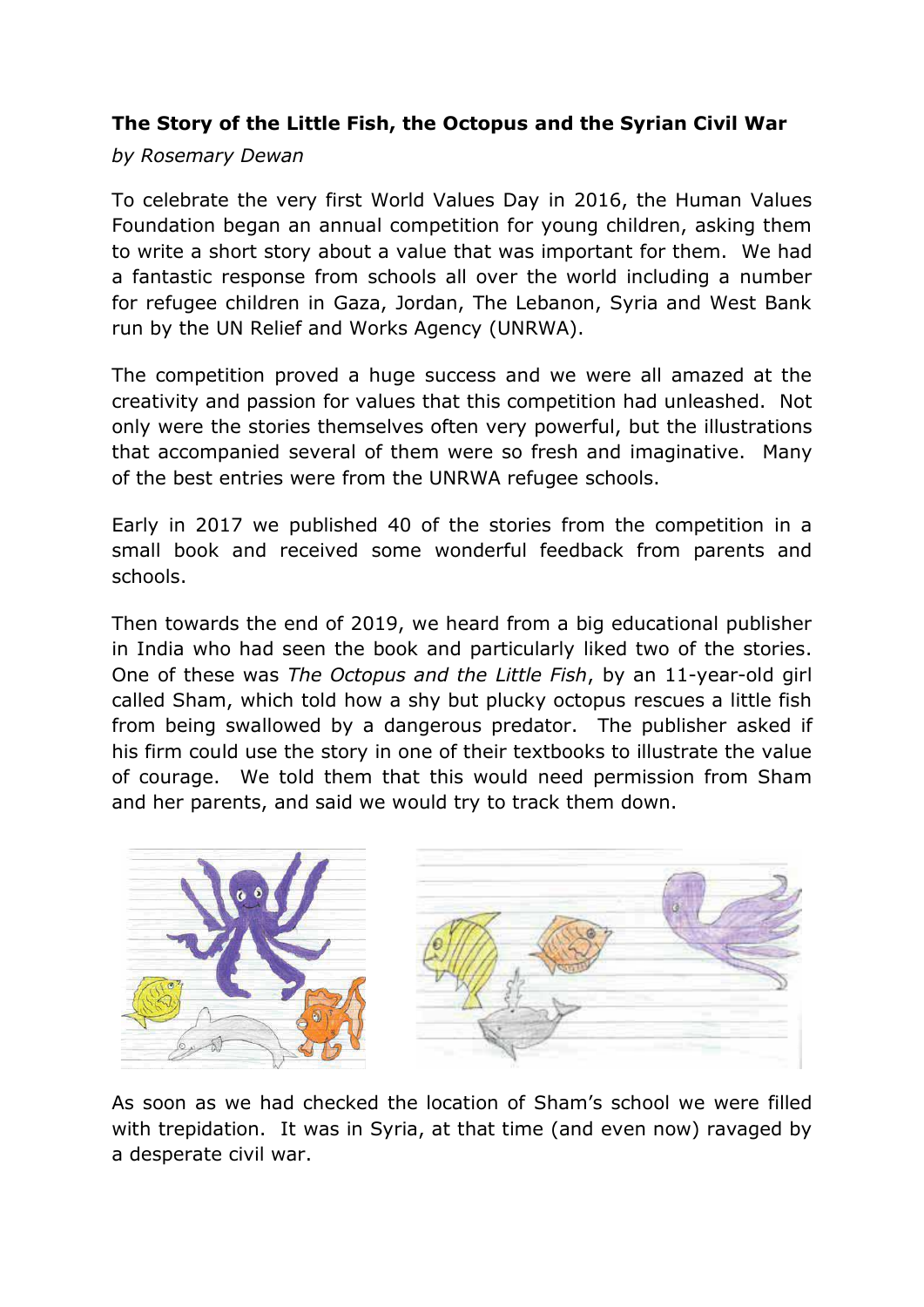**The Story of the Little Fish, the Octopus and the Syrian Civil War**

*by Rosemary Dewan*

To celebrate the very first World Values Day in 2016, the Human Values Foundation began an annual competition for young children, asking them to write a short story about a value that was important for them. We had a fantastic response from schools all over the world including a number for refugee children in Gaza, Jordan, The Lebanon, Syria and West Bank run by the UN Relief and Works Agency (UNRWA).

The competition proved a huge success and we were all amazed at the creativity and passion for values that this competition had unleashed. Not only were the stories themselves often very powerful, but the illustrations that accompanied several of them were so fresh and imaginative. Many of the best entries were from the UNRWA refugee schools.

Early in 2017 we published 40 of the stories from the competition in a small book and received some wonderful feedback from parents and schools.

Then towards the end of 2019, we heard from a big educational publisher in India who had seen the book and particularly liked two of the stories. One of these was *The Octopus and the Little Fish*, by an 11-year-old girl called Sham, which told how a shy but plucky octopus rescues a little fish from being swallowed by a dangerous predator. The publisher asked if his firm could use the story in one of their textbooks to illustrate the value of courage. We told them that this would need permission from Sham and her parents, and said we would try to track them down.

As soon as we had checked the location of Sham's school we were filled with trepidation. It was in Syria, at that time (and even now) ravaged by a desperate civil war.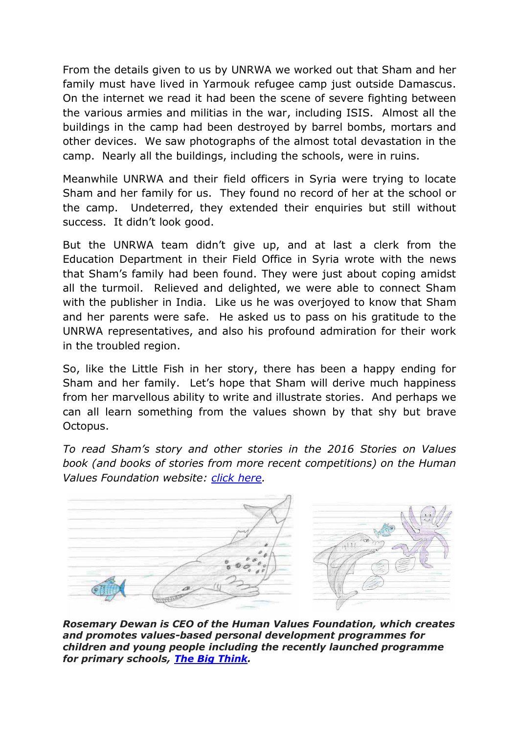From the details given to us by UNRWA we worked out that Sham and her family must have lived in Yarmouk refugee camp just outside Damascus. On the internet we read it had been the scene of severe fighting between the various armies and militias in the war, including ISIS. Almost all the buildings in the camp had been destroyed by barrel bombs, mortars and other devices. We saw photographs of the almost total devastation in the camp. Nearly all the buildings, including the schools, were in ruins.

Meanwhile UNRWA and their field officers in Syria were trying to locate Sham and her family for us. They found no record of her at the school or the camp. Undeterred, they extended their enquiries but still without success. It didn't look good.

But the UNRWA team didn't give up, and at last a clerk from the Education Department in their Field Office in Syria wrote with the news that Sham's family had been found. They were just about coping amidst all the turmoil. Relieved and delighted, we were able to connect Sham with the publisher in India. Like us he was overjoyed to know that Sham and her parents were safe. He asked us to pass on his gratitude to the UNRWA representatives, and also his profound admiration for their work in the troubled region.

So, like the Little Fish in her story, there has been a happy ending for Sham and her family. Let's hope that Sham will derive much happiness from her marvellous ability to write and illustrate stories. And perhaps we can all learn something from the values shown by that shy but brave Octopus.

*To read Sham's story and other stories in the 2016 Stories on Values book (and books of stories from more recent competitions) on the Human Values Foundation website: [click here](#).*

***Rosemary Dewan is CEO of the Human Values Foundation, which creates and promotes values-based personal development programmes for children and young people including the recently launched programme for primary schools, [The Big Think](#).***